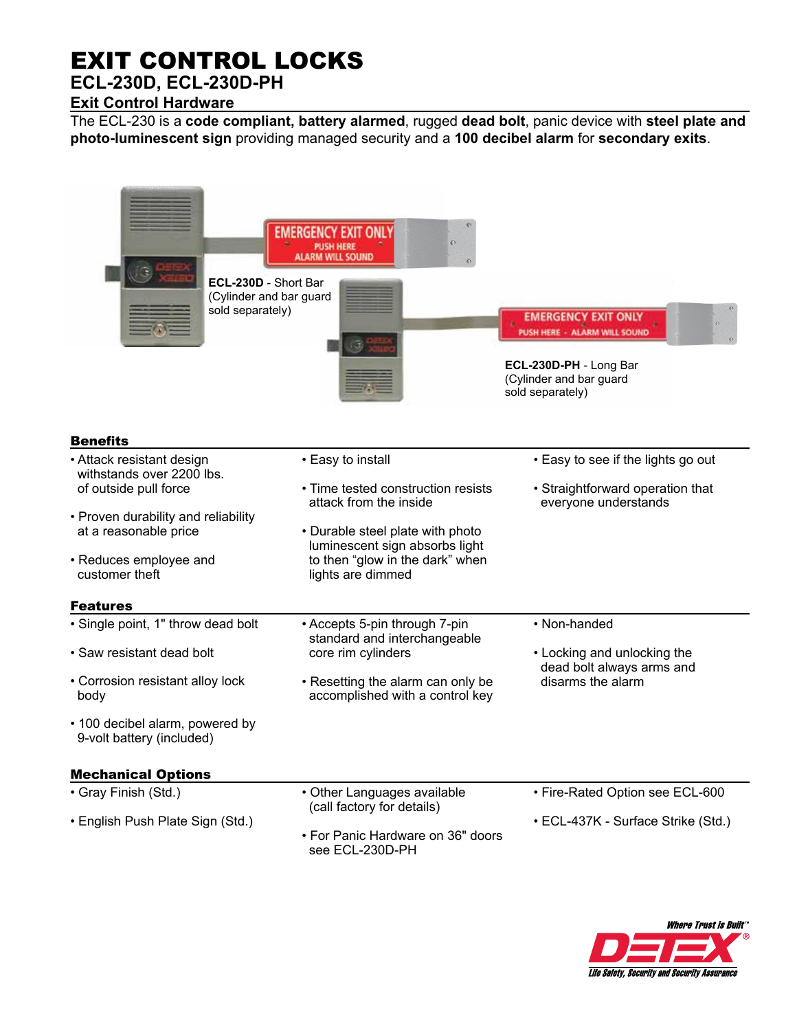# EXIT CONTROL LOCKS

## ECL-230D, ECL-230D-PH

### Exit Control Hardware

The ECL-230 is a **code compliant, battery alarmed**, rugged **dead bolt**, panic device with **steel plate and photo-luminescent sign** providing managed security and a **100 decibel alarm** for **secondary exits**.

**ECL-230D** - Short Bar (Cylinder and bar guard sold separately)

**ECL-230D-PH** - Long Bar (Cylinder and bar guard sold separately)

### Benefits

- Attack resistant design withstands over 2200 lbs. of outside pull force
- Proven durability and reliability at a reasonable price
- Reduces employee and customer theft
- Easy to install
- Time tested construction resists attack from the inside
- Durable steel plate with photo luminescent sign absorbs light to then "glow in the dark" when lights are dimmed
- Easy to see if the lights go out
- Straightforward operation that everyone understands

### Features

- Single point, 1" throw dead bolt
- Saw resistant dead bolt
- Corrosion resistant alloy lock body
- 100 decibel alarm, powered by 9-volt battery (included)
- Accepts 5-pin through 7-pin standard and interchangeable core rim cylinders
- Resetting the alarm can only be accomplished with a control key
- Non-handed
- Locking and unlocking the dead bolt always arms and disarms the alarm

### Mechanical Options

- Gray Finish (Std.)
- English Push Plate Sign (Std.)
- Other Languages available (call factory for details)
- For Panic Hardware on 36" doors see ECL-230D-PH
- Fire-Rated Option see ECL-600
- ECL-437K - Surface Strike (Std.)

*Where Trust is Built™*

DETEX®

*Life Safety, Security and Security Assurance*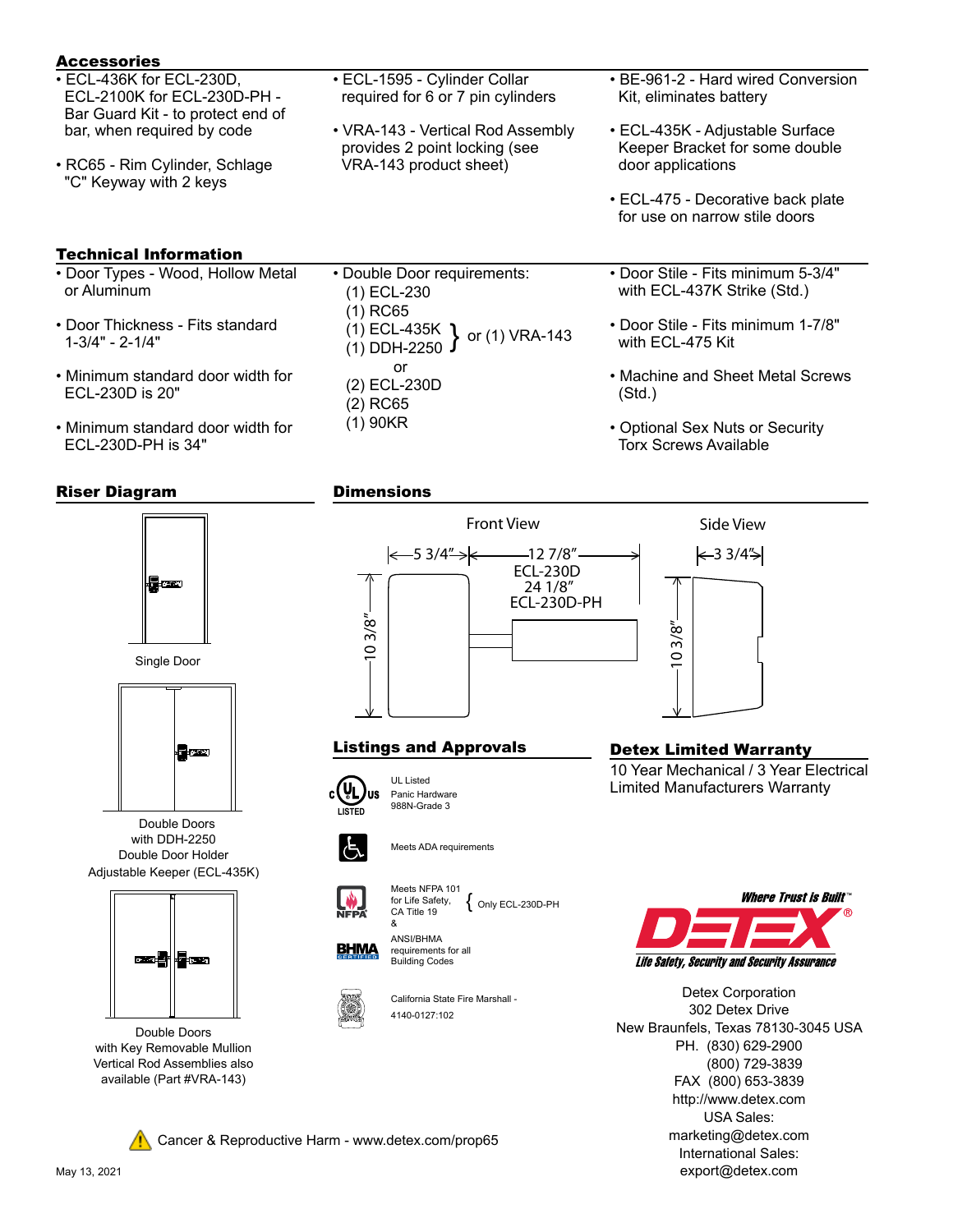## Accessories

- ECL-436K for ECL-230D, ECL-2100K for ECL-230D-PH - Bar Guard Kit - to protect end of bar, when required by code
- RC65 - Rim Cylinder, Schlage "C" Keyway with 2 keys
- ECL-1595 - Cylinder Collar required for 6 or 7 pin cylinders
- VRA-143 - Vertical Rod Assembly provides 2 point locking (see VRA-143 product sheet)
- BE-961-2 - Hard wired Conversion Kit, eliminates battery
- ECL-435K - Adjustable Surface Keeper Bracket for some double door applications
- ECL-475 - Decorative back plate for use on narrow stile doors

## Technical Information

- Door Types - Wood, Hollow Metal or Aluminum
- Door Thickness - Fits standard 1-3/4" - 2-1/4"
- Minimum standard door width for ECL-230D is 20"
- Minimum standard door width for ECL-230D-PH is 34"
- Double Door requirements:
  - (1) ECL-230
  - (1) RC65
  - (1) ECL-435K } or (1) VRA-143
  - (1) DDH-2250 }
  - or
  - (2) ECL-230D
  - (2) RC65
  - (1) 90KR
- Door Stile - Fits minimum 5-3/4" with ECL-437K Strike (Std.)
- Door Stile - Fits minimum 1-7/8" with ECL-475 Kit
- Machine and Sheet Metal Screws (Std.)
- Optional Sex Nuts or Security Torx Screws Available

## Riser Diagram

Single Door

Double Doors with DDH-2250 Double Door Holder Adjustable Keeper (ECL-435K)

Double Doors with Key Removable Mullion Vertical Rod Assemblies also available (Part #VRA-143)

## Dimensions

Front View

5 3/4"

12 7/8"
ECL-230D
24 1/8"
ECL-230D-PH

10 3/8"

Side View

3 3/4"

10 3/8"

## Listings and Approvals

UL Listed Panic Hardware 988N-Grade 3

Meets ADA requirements

Meets NFPA 101 for Life Safety, CA Title 19 & ANSI/BHMA requirements for all Building Codes { Only ECL-230D-PH

California State Fire Marshall - 4140-0127:102

## Detex Limited Warranty

10 Year Mechanical / 3 Year Electrical Limited Manufacturers Warranty

Where Trust is Built™

DETEX®

Life Safety, Security and Security Assurance

Detex Corporation
302 Detex Drive
New Braunfels, Texas 78130-3045 USA
PH. (830) 629-2900
(800) 729-3839
FAX (800) 653-3839
http://www.detex.com
USA Sales:
marketing@detex.com
International Sales:
export@detex.com

Cancer & Reproductive Harm - www.detex.com/prop65

May 13, 2021